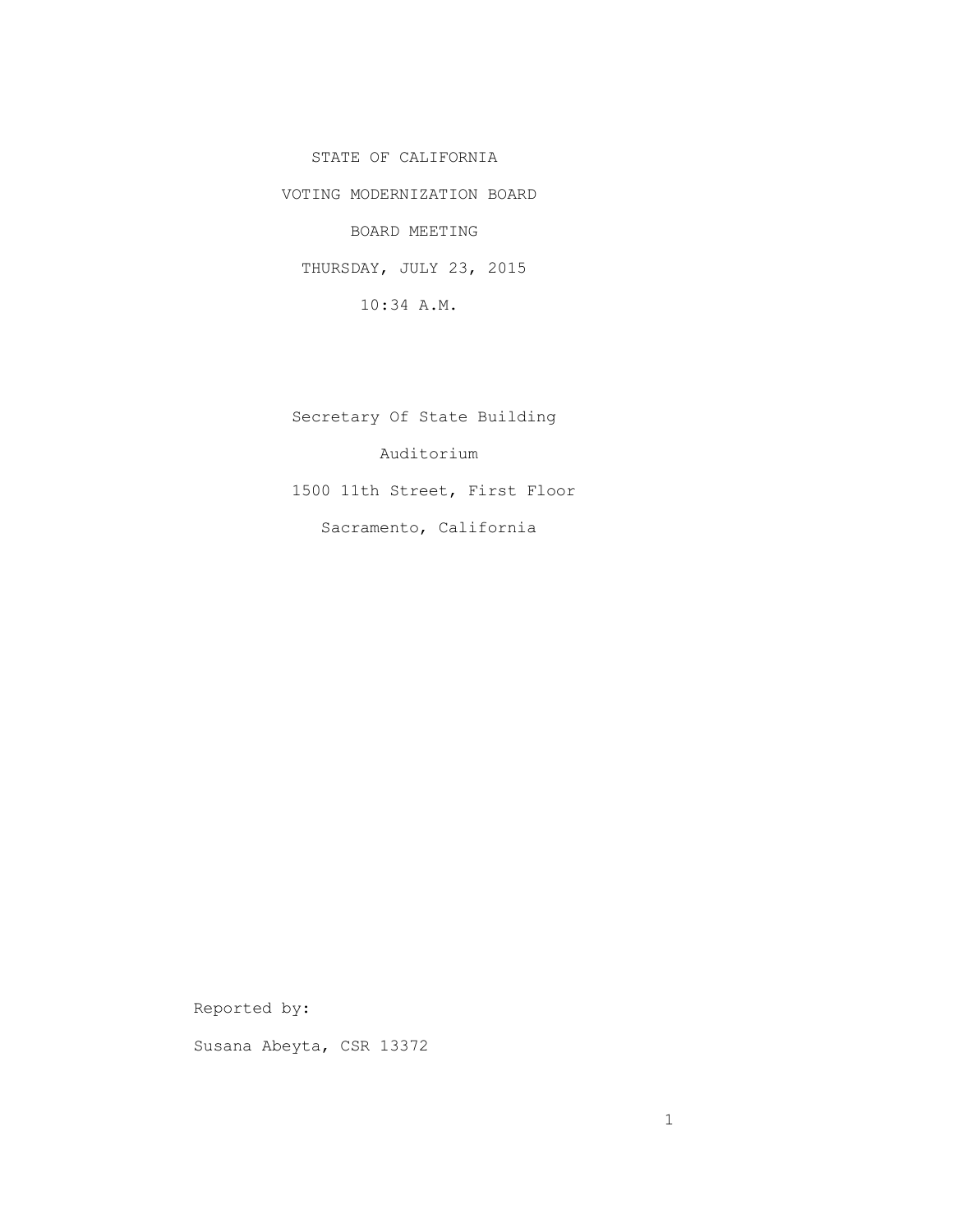STATE OF CALIFORNIA

VOTING MODERNIZATION BOARD

BOARD MEETING

THURSDAY, JULY 23, 2015

10:34 A.M.

Secretary Of State Building

Auditorium

1500 11th Street, First Floor

Sacramento, California

Reported by:

Susana Abeyta, CSR 13372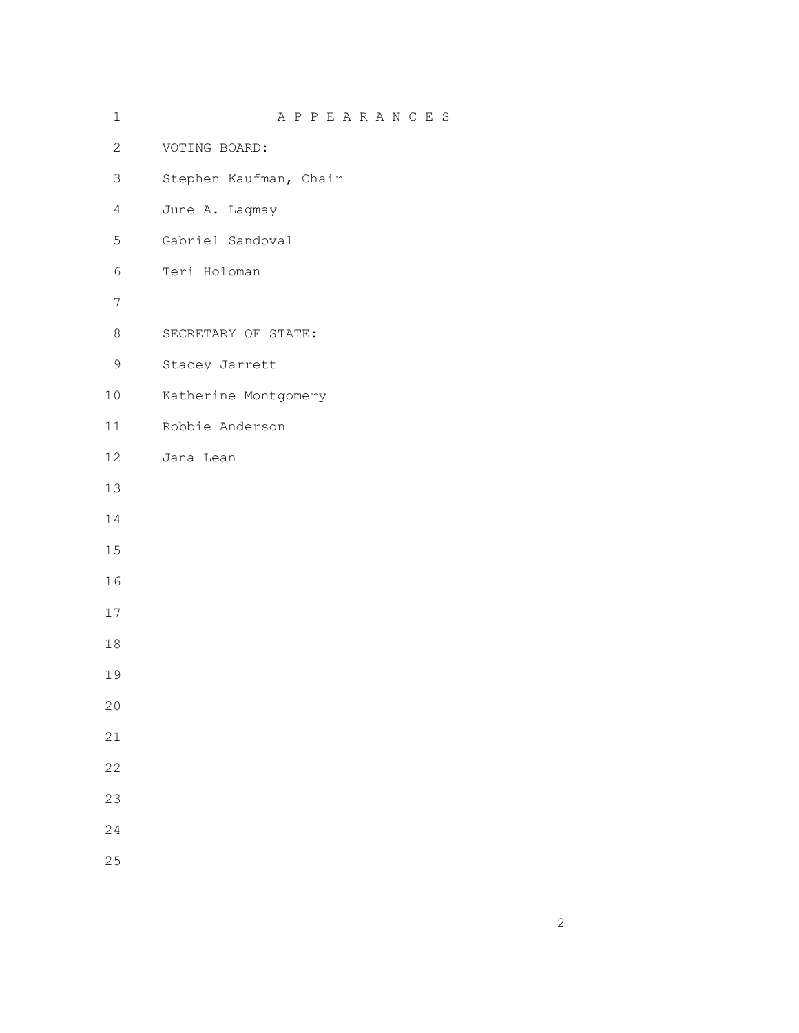# APPEARANCES

VOTING BOARD:

Stephen Kaufman, Chair

June A. Lagmay

Gabriel Sandoval

Teri Holoman

SECRETARY OF STATE:

Stacey Jarrett

Katherine Montgomery

Robbie Anderson

Jana Lean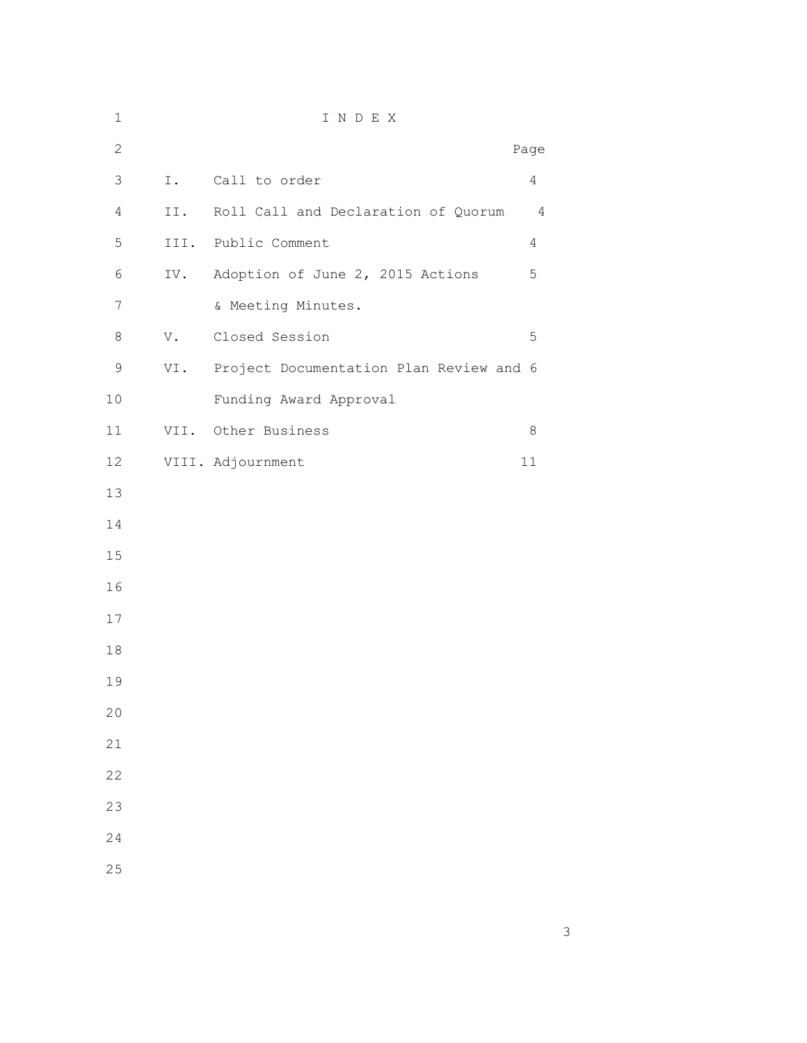# I N D E X

| | | Page |
|---|---|---|
| I. | Call to order | 4 |
| II. | Roll Call and Declaration of Quorum | 4 |
| III. | Public Comment | 4 |
| IV. | Adoption of June 2, 2015 Actions & Meeting Minutes. | 5 |
| V. | Closed Session | 5 |
| VI. | Project Documentation Plan Review and Funding Award Approval | 6 |
| VII. | Other Business | 8 |
| VIII. | Adjournment | 11 |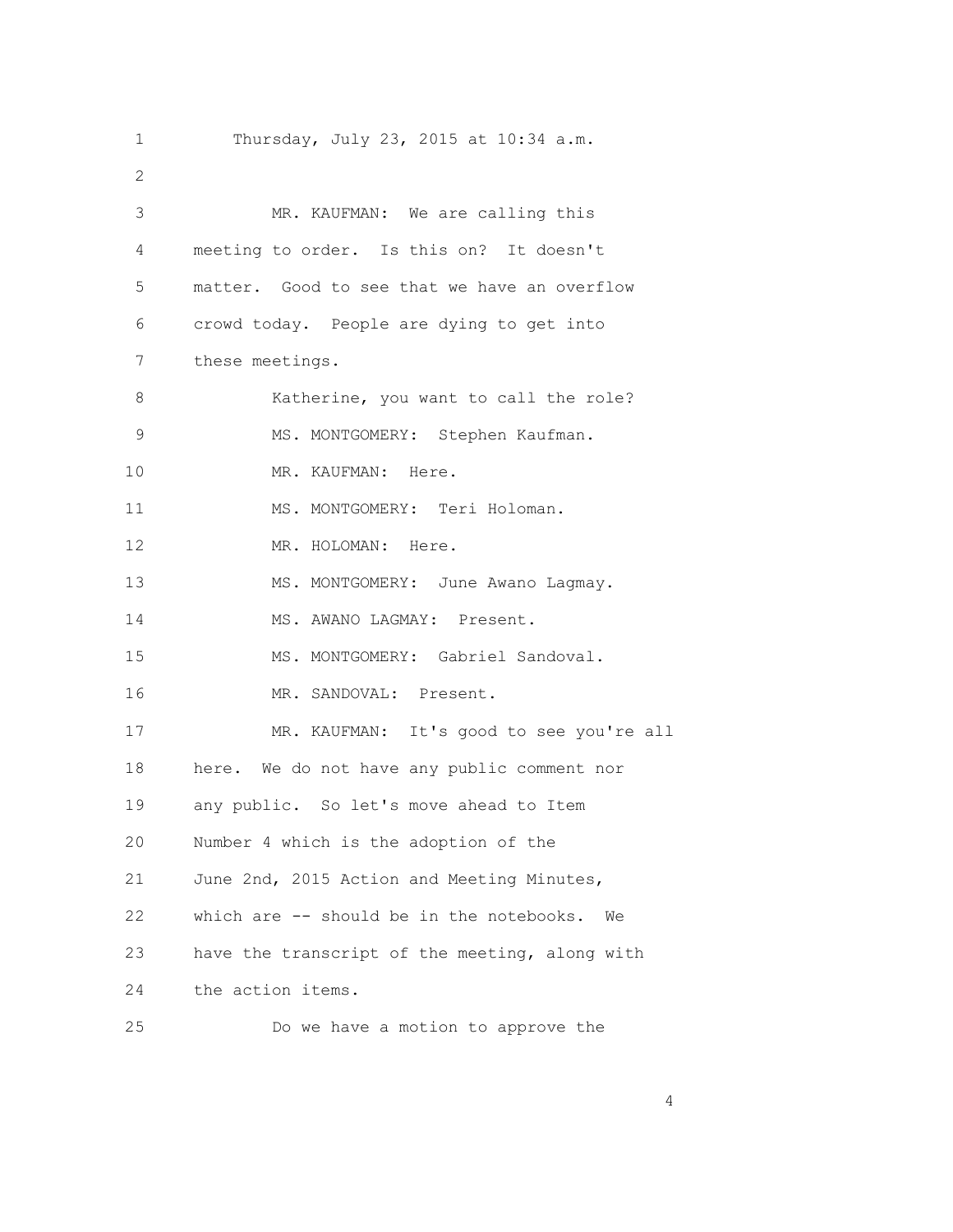Thursday, July 23, 2015 at 10:34 a.m.

MR. KAUFMAN: We are calling this meeting to order. Is this on? It doesn't matter. Good to see that we have an overflow crowd today. People are dying to get into these meetings.

Katherine, you want to call the role?

MS. MONTGOMERY: Stephen Kaufman.

MR. KAUFMAN: Here.

MS. MONTGOMERY: Teri Holoman.

MR. HOLOMAN: Here.

MS. MONTGOMERY: June Awano Lagmay.

MS. AWANO LAGMAY: Present.

MS. MONTGOMERY: Gabriel Sandoval.

MR. SANDOVAL: Present.

MR. KAUFMAN: It's good to see you're all here. We do not have any public comment nor any public. So let's move ahead to Item Number 4 which is the adoption of the June 2nd, 2015 Action and Meeting Minutes, which are -- should be in the notebooks. We have the transcript of the meeting, along with the action items.

Do we have a motion to approve the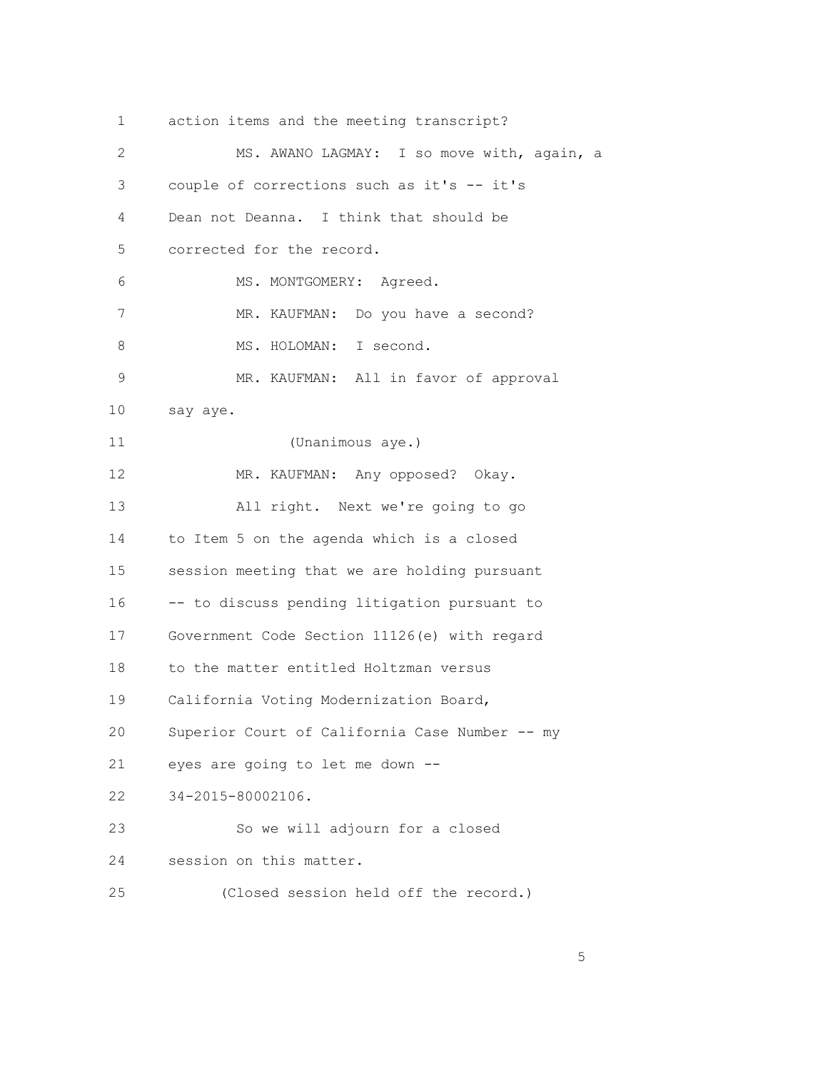action items and the meeting transcript?

MS. AWANO LAGMAY: I so move with, again, a couple of corrections such as it's -- it's Dean not Deanna. I think that should be corrected for the record.

MS. MONTGOMERY: Agreed.

MR. KAUFMAN: Do you have a second?

MS. HOLOMAN: I second.

MR. KAUFMAN: All in favor of approval say aye.

(Unanimous aye.)

MR. KAUFMAN: Any opposed? Okay.

All right. Next we're going to go to Item 5 on the agenda which is a closed session meeting that we are holding pursuant -- to discuss pending litigation pursuant to Government Code Section 11126(e) with regard to the matter entitled Holtzman versus California Voting Modernization Board, Superior Court of California Case Number -- my eyes are going to let me down -- 34-2015-80002106.

So we will adjourn for a closed session on this matter.

(Closed session held off the record.)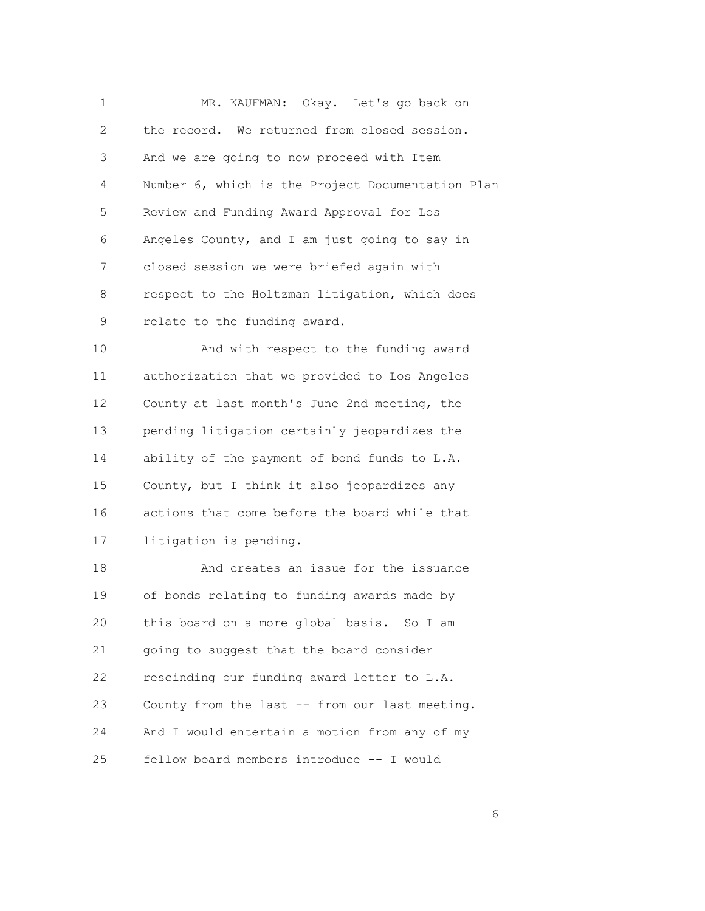MR. KAUFMAN: Okay. Let's go back on the record. We returned from closed session. And we are going to now proceed with Item Number 6, which is the Project Documentation Plan Review and Funding Award Approval for Los Angeles County, and I am just going to say in closed session we were briefed again with respect to the Holtzman litigation, which does relate to the funding award.

And with respect to the funding award authorization that we provided to Los Angeles County at last month's June 2nd meeting, the pending litigation certainly jeopardizes the ability of the payment of bond funds to L.A. County, but I think it also jeopardizes any actions that come before the board while that litigation is pending.

And creates an issue for the issuance of bonds relating to funding awards made by this board on a more global basis. So I am going to suggest that the board consider rescinding our funding award letter to L.A. County from the last -- from our last meeting. And I would entertain a motion from any of my fellow board members introduce -- I would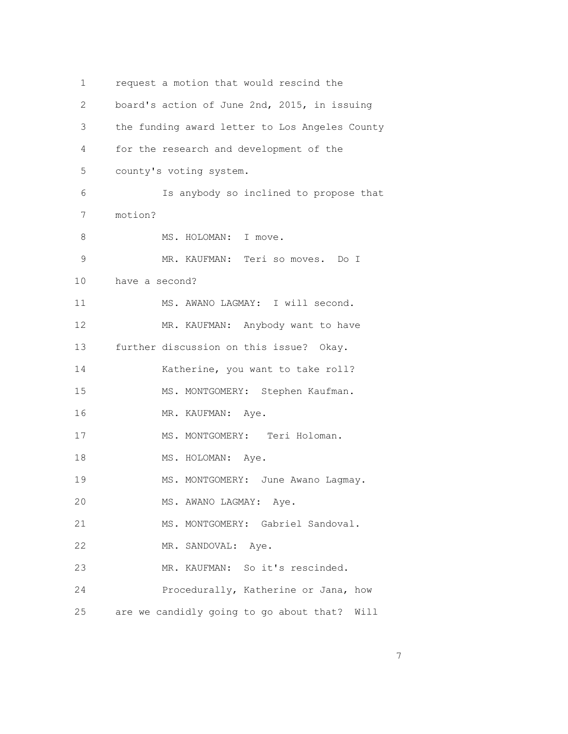1 request a motion that would rescind the
2 board's action of June 2nd, 2015, in issuing
3 the funding award letter to Los Angeles County
4 for the research and development of the
5 county's voting system.
6 Is anybody so inclined to propose that
7 motion?
8 MS. HOLOMAN: I move.
9 MR. KAUFMAN: Teri so moves. Do I
10 have a second?
11 MS. AWANO LAGMAY: I will second.
12 MR. KAUFMAN: Anybody want to have
13 further discussion on this issue? Okay.
14 Katherine, you want to take roll?
15 MS. MONTGOMERY: Stephen Kaufman.
16 MR. KAUFMAN: Aye.
17 MS. MONTGOMERY: Teri Holoman.
18 MS. HOLOMAN: Aye.
19 MS. MONTGOMERY: June Awano Lagmay.
20 MS. AWANO LAGMAY: Aye.
21 MS. MONTGOMERY: Gabriel Sandoval.
22 MR. SANDOVAL: Aye.
23 MR. KAUFMAN: So it's rescinded.
24 Procedurally, Katherine or Jana, how
25 are we candidly going to go about that? Will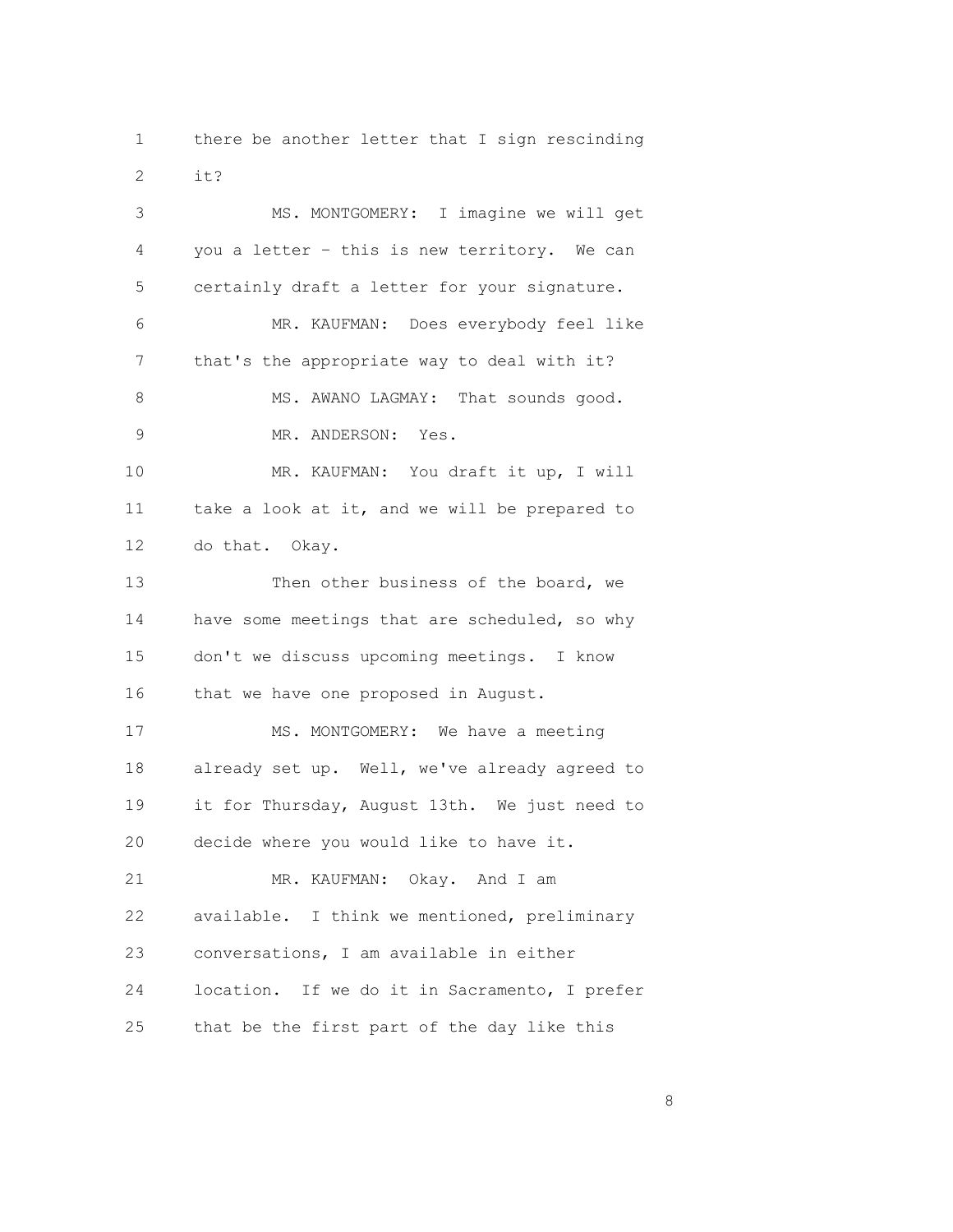there be another letter that I sign rescinding it?

MS. MONTGOMERY: I imagine we will get you a letter - this is new territory. We can certainly draft a letter for your signature.

MR. KAUFMAN: Does everybody feel like that's the appropriate way to deal with it?

MS. AWANO LAGMAY: That sounds good.

MR. ANDERSON: Yes.

MR. KAUFMAN: You draft it up, I will take a look at it, and we will be prepared to do that. Okay.

Then other business of the board, we have some meetings that are scheduled, so why don't we discuss upcoming meetings. I know that we have one proposed in August.

MS. MONTGOMERY: We have a meeting already set up. Well, we've already agreed to it for Thursday, August 13th. We just need to decide where you would like to have it.

MR. KAUFMAN: Okay. And I am available. I think we mentioned, preliminary conversations, I am available in either location. If we do it in Sacramento, I prefer that be the first part of the day like this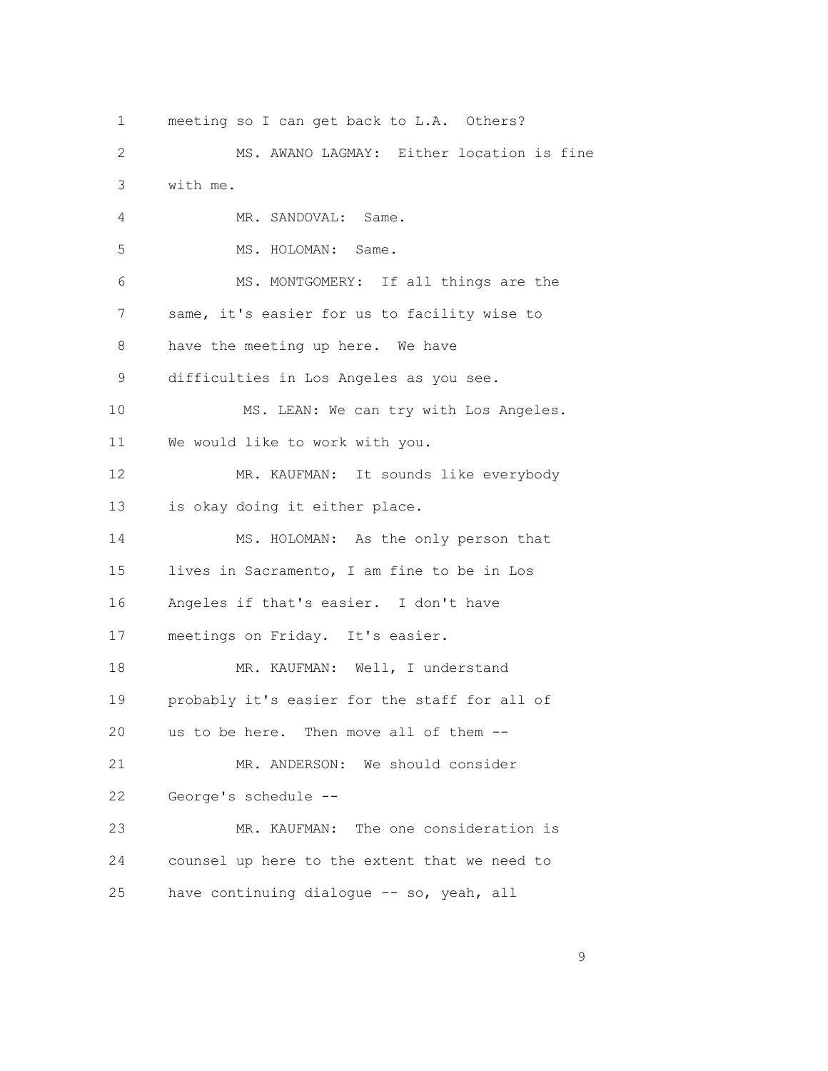meeting so I can get back to L.A. Others?

MS. AWANO LAGMAY: Either location is fine with me.

MR. SANDOVAL: Same.

MS. HOLOMAN: Same.

MS. MONTGOMERY: If all things are the same, it's easier for us to facility wise to have the meeting up here. We have difficulties in Los Angeles as you see.

MS. LEAN: We can try with Los Angeles. We would like to work with you.

MR. KAUFMAN: It sounds like everybody is okay doing it either place.

MS. HOLOMAN: As the only person that lives in Sacramento, I am fine to be in Los Angeles if that's easier. I don't have meetings on Friday. It's easier.

MR. KAUFMAN: Well, I understand probably it's easier for the staff for all of us to be here. Then move all of them --

MR. ANDERSON: We should consider George's schedule --

MR. KAUFMAN: The one consideration is counsel up here to the extent that we need to have continuing dialogue -- so, yeah, all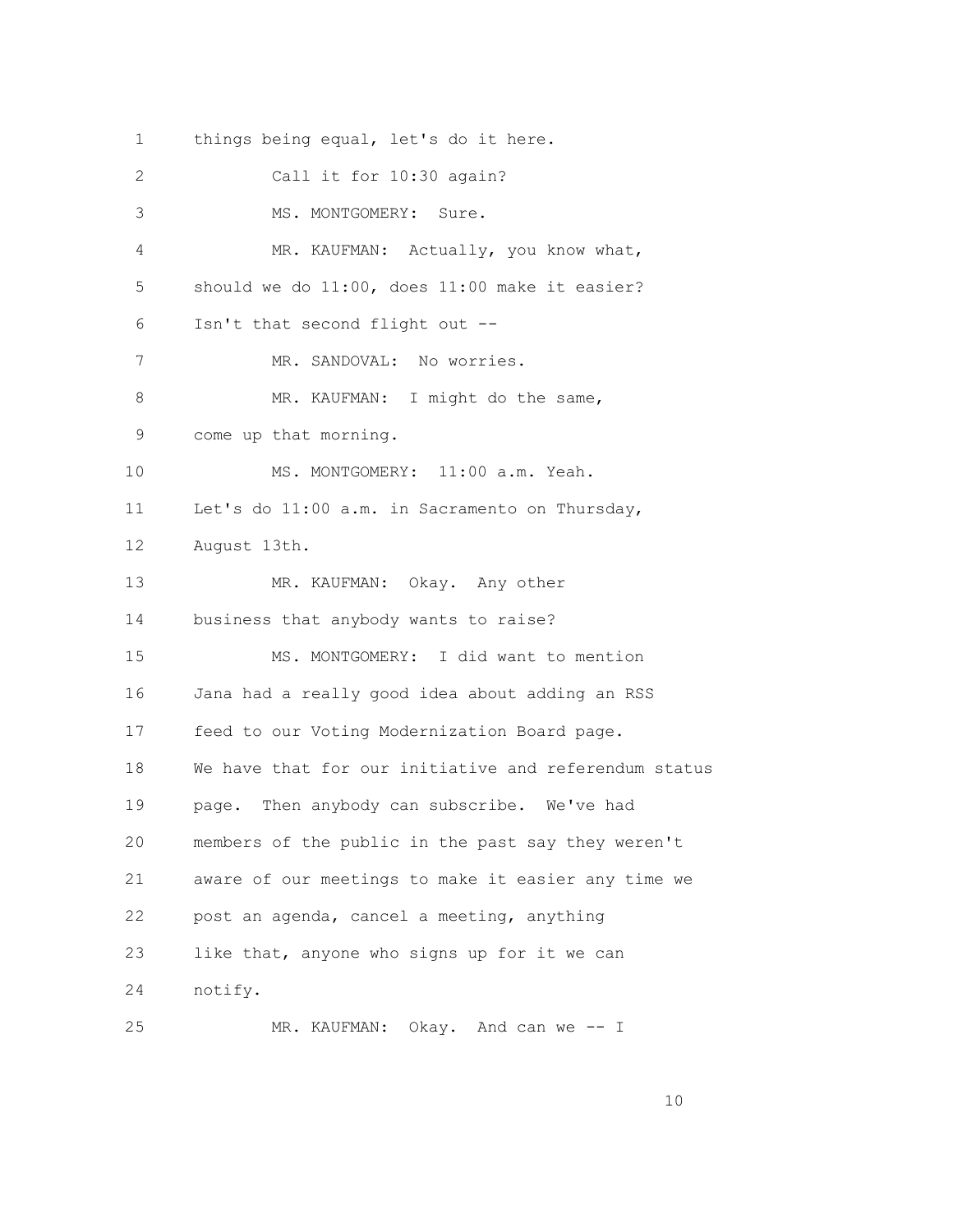things being equal, let's do it here.

Call it for 10:30 again?

MS. MONTGOMERY: Sure.

MR. KAUFMAN: Actually, you know what, should we do 11:00, does 11:00 make it easier? Isn't that second flight out --

MR. SANDOVAL: No worries.

MR. KAUFMAN: I might do the same, come up that morning.

MS. MONTGOMERY: 11:00 a.m. Yeah. Let's do 11:00 a.m. in Sacramento on Thursday, August 13th.

MR. KAUFMAN: Okay. Any other business that anybody wants to raise?

MS. MONTGOMERY: I did want to mention Jana had a really good idea about adding an RSS feed to our Voting Modernization Board page. We have that for our initiative and referendum status page. Then anybody can subscribe. We've had members of the public in the past say they weren't aware of our meetings to make it easier any time we post an agenda, cancel a meeting, anything like that, anyone who signs up for it we can notify.

MR. KAUFMAN: Okay. And can we -- I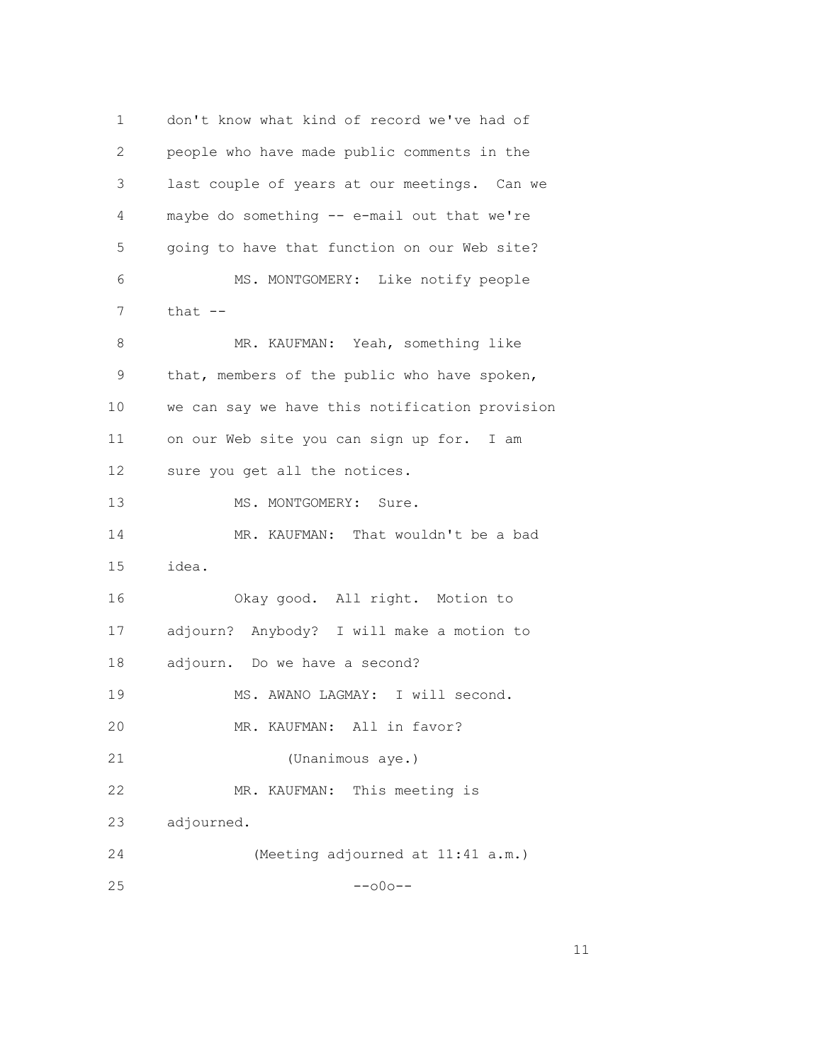1 don't know what kind of record we've had of
2 people who have made public comments in the
3 last couple of years at our meetings. Can we
4 maybe do something -- e-mail out that we're
5 going to have that function on our Web site?
6 MS. MONTGOMERY: Like notify people
7 that --
8 MR. KAUFMAN: Yeah, something like
9 that, members of the public who have spoken,
10 we can say we have this notification provision
11 on our Web site you can sign up for. I am
12 sure you get all the notices.
13 MS. MONTGOMERY: Sure.
14 MR. KAUFMAN: That wouldn't be a bad
15 idea.
16 Okay good. All right. Motion to
17 adjourn? Anybody? I will make a motion to
18 adjourn. Do we have a second?
19 MS. AWANO LAGMAY: I will second.
20 MR. KAUFMAN: All in favor?
21 (Unanimous aye.)
22 MR. KAUFMAN: This meeting is
23 adjourned.
24 (Meeting adjourned at 11:41 a.m.)
25 --o0o--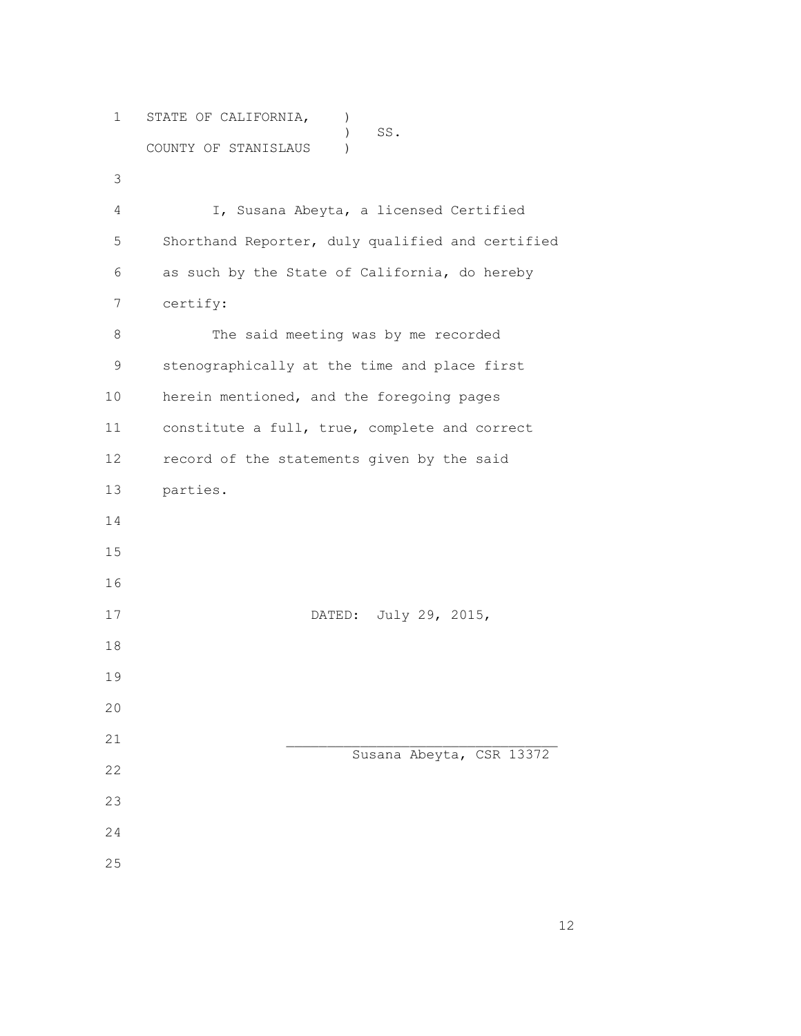STATE OF CALIFORNIA, )
) SS.
COUNTY OF STANISLAUS )

I, Susana Abeyta, a licensed Certified Shorthand Reporter, duly qualified and certified as such by the State of California, do hereby certify:

The said meeting was by me recorded stenographically at the time and place first herein mentioned, and the foregoing pages constitute a full, true, complete and correct record of the statements given by the said parties.

DATED: July 29, 2015,

\_\_\_\_\_\_\_\_\_\_\_\_\_\_\_\_\_\_\_\_\_\_\_\_\_\_\_\_\_\_\_\_\_

Susana Abeyta, CSR 13372